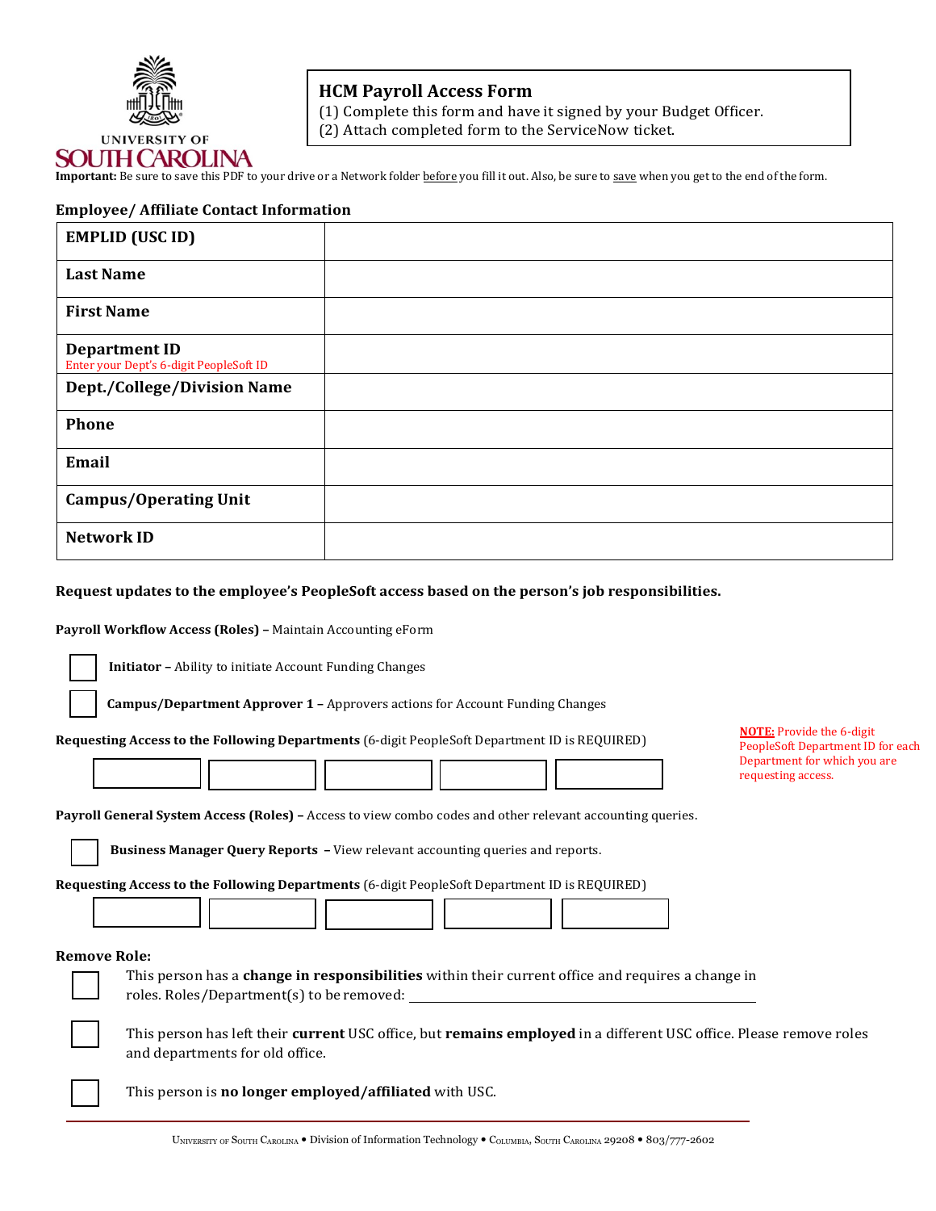UNIVERSITY OF SOUTH CAROLINA

# HCM Payroll Access Form

(1) Complete this form and have it signed by your Budget Officer.
(2) Attach completed form to the ServiceNow ticket.

**Important:** Be sure to save this PDF to your drive or a Network folder before you fill it out. Also, be sure to save when you get to the end of the form.

## Employee/ Affiliate Contact Information

| | |
|---|---|
| **EMPLID (USC ID)** | |
| **Last Name** | |
| **First Name** | |
| **Department ID** Enter your Dept's 6-digit PeopleSoft ID | |
| **Dept./College/Division Name** | |
| **Phone** | |
| **Email** | |
| **Campus/Operating Unit** | |
| **Network ID** | |

**Request updates to the employee's PeopleSoft access based on the person's job responsibilities.**

**Payroll Workflow Access (Roles) –** Maintain Accounting eForm

- ☐ **Initiator –** Ability to initiate Account Funding Changes
- ☐ **Campus/Department Approver 1 –** Approvers actions for Account Funding Changes

**Requesting Access to the Following Departments** (6-digit PeopleSoft Department ID is REQUIRED)

| | | | | |
|---|---|---|---|---|
| | | | | |

**NOTE:** Provide the 6-digit PeopleSoft Department ID for each Department for which you are requesting access.

**Payroll General System Access (Roles) –** Access to view combo codes and other relevant accounting queries.

- ☐ **Business Manager Query Reports –** View relevant accounting queries and reports.

**Requesting Access to the Following Departments** (6-digit PeopleSoft Department ID is REQUIRED)

| | | | | |
|---|---|---|---|---|
| | | | | |

**Remove Role:**

- ☐ This person has a **change in responsibilities** within their current office and requires a change in roles. Roles/Department(s) to be removed: ______________________________
- ☐ This person has left their **current** USC office, but **remains employed** in a different USC office. Please remove roles and departments for old office.
- ☐ This person is **no longer employed/affiliated** with USC.

University of South Carolina • Division of Information Technology • Columbia, South Carolina 29208 • 803/777-2602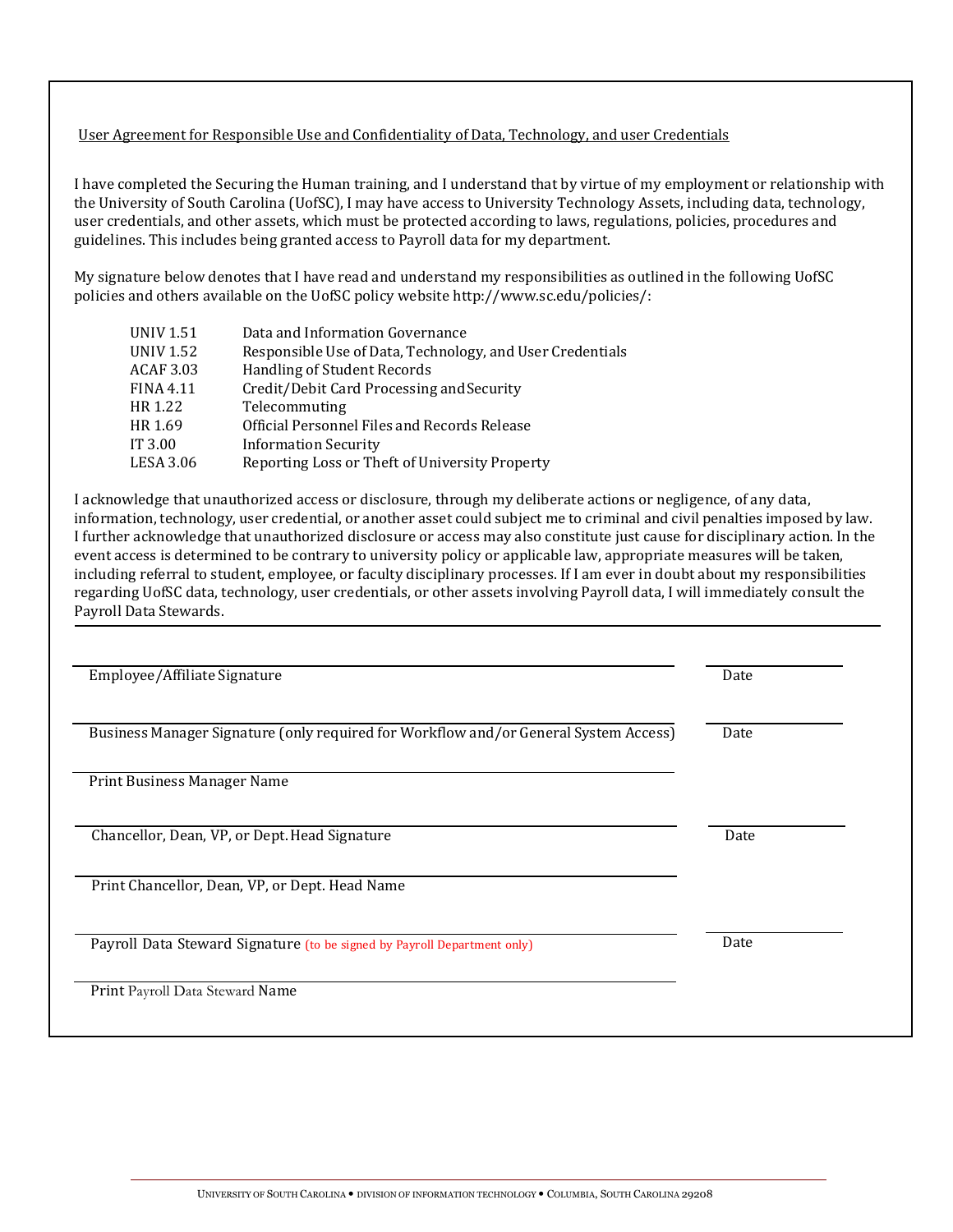User Agreement for Responsible Use and Confidentiality of Data, Technology, and user Credentials

I have completed the Securing the Human training, and I understand that by virtue of my employment or relationship with the University of South Carolina (UofSC), I may have access to University Technology Assets, including data, technology, user credentials, and other assets, which must be protected according to laws, regulations, policies, procedures and guidelines. This includes being granted access to Payroll data for my department.

My signature below denotes that I have read and understand my responsibilities as outlined in the following UofSC policies and others available on the UofSC policy website http://www.sc.edu/policies/:

| | |
|---|---|
| UNIV 1.51 | Data and Information Governance |
| UNIV 1.52 | Responsible Use of Data, Technology, and User Credentials |
| ACAF 3.03 | Handling of Student Records |
| FINA 4.11 | Credit/Debit Card Processing and Security |
| HR 1.22 | Telecommuting |
| HR 1.69 | Official Personnel Files and Records Release |
| IT 3.00 | Information Security |
| LESA 3.06 | Reporting Loss or Theft of University Property |

I acknowledge that unauthorized access or disclosure, through my deliberate actions or negligence, of any data, information, technology, user credential, or another asset could subject me to criminal and civil penalties imposed by law. I further acknowledge that unauthorized disclosure or access may also constitute just cause for disciplinary action. In the event access is determined to be contrary to university policy or applicable law, appropriate measures will be taken, including referral to student, employee, or faculty disciplinary processes. If I am ever in doubt about my responsibilities regarding UofSC data, technology, user credentials, or other assets involving Payroll data, I will immediately consult the Payroll Data Stewards.

Employee/Affiliate Signature — Date

Business Manager Signature (only required for Workflow and/or General System Access) — Date

Print Business Manager Name

Chancellor, Dean, VP, or Dept. Head Signature — Date

Print Chancellor, Dean, VP, or Dept. Head Name

Payroll Data Steward Signature (to be signed by Payroll Department only) — Date

Print Payroll Data Steward Name